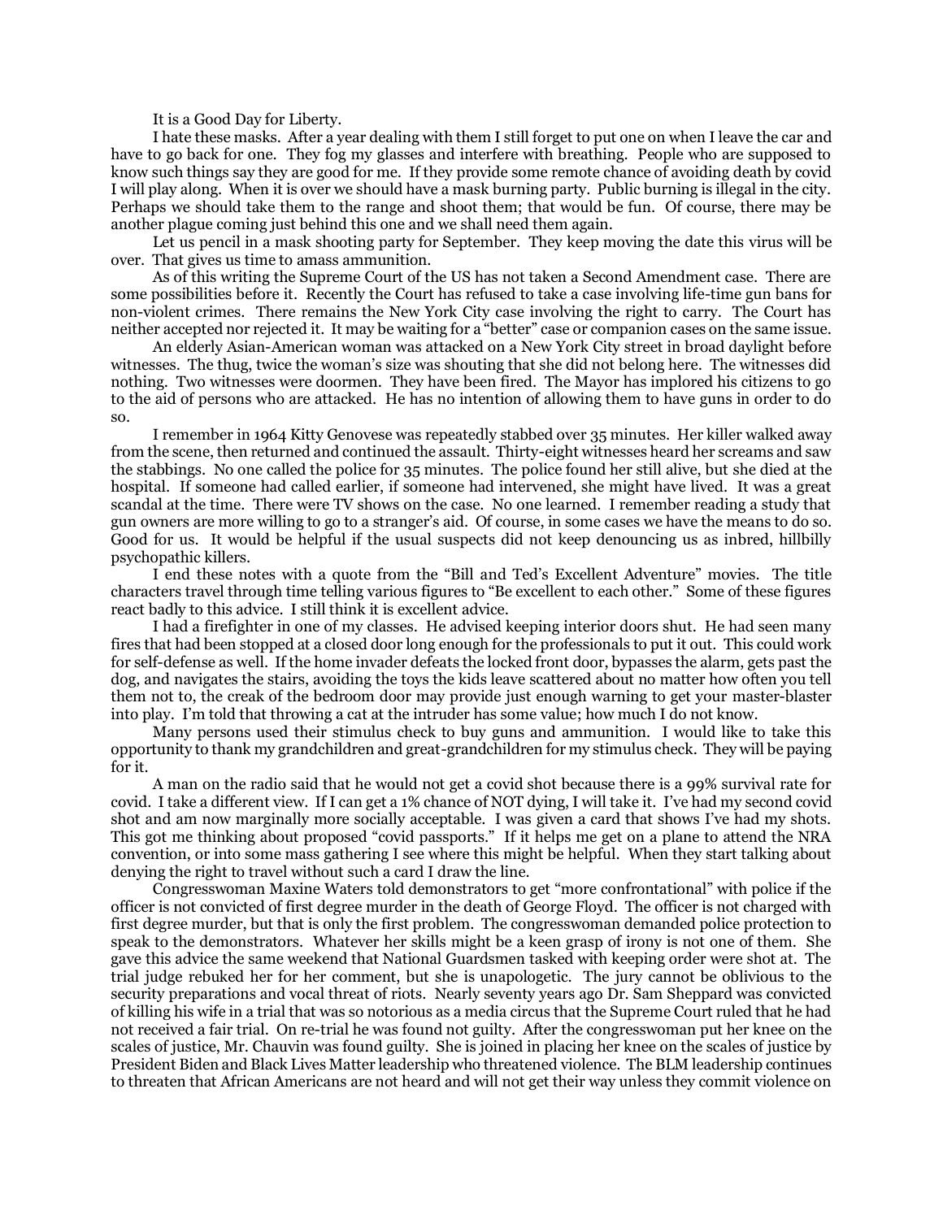It is a Good Day for Liberty.

I hate these masks. After a year dealing with them I still forget to put one on when I leave the car and have to go back for one. They fog my glasses and interfere with breathing. People who are supposed to know such things say they are good for me. If they provide some remote chance of avoiding death by covid I will play along. When it is over we should have a mask burning party. Public burning is illegal in the city. Perhaps we should take them to the range and shoot them; that would be fun. Of course, there may be another plague coming just behind this one and we shall need them again.

Let us pencil in a mask shooting party for September. They keep moving the date this virus will be over. That gives us time to amass ammunition.

As of this writing the Supreme Court of the US has not taken a Second Amendment case. There are some possibilities before it. Recently the Court has refused to take a case involving life-time gun bans for non-violent crimes. There remains the New York City case involving the right to carry. The Court has neither accepted nor rejected it. It may be waiting for a "better" case or companion cases on the same issue.

An elderly Asian-American woman was attacked on a New York City street in broad daylight before witnesses. The thug, twice the woman's size was shouting that she did not belong here. The witnesses did nothing. Two witnesses were doormen. They have been fired. The Mayor has implored his citizens to go to the aid of persons who are attacked. He has no intention of allowing them to have guns in order to do so.

I remember in 1964 Kitty Genovese was repeatedly stabbed over 35 minutes. Her killer walked away from the scene, then returned and continued the assault. Thirty-eight witnesses heard her screams and saw the stabbings. No one called the police for 35 minutes. The police found her still alive, but she died at the hospital. If someone had called earlier, if someone had intervened, she might have lived. It was a great scandal at the time. There were TV shows on the case. No one learned. I remember reading a study that gun owners are more willing to go to a stranger's aid. Of course, in some cases we have the means to do so. Good for us. It would be helpful if the usual suspects did not keep denouncing us as inbred, hillbilly psychopathic killers.

I end these notes with a quote from the "Bill and Ted's Excellent Adventure" movies. The title characters travel through time telling various figures to "Be excellent to each other." Some of these figures react badly to this advice. I still think it is excellent advice.

I had a firefighter in one of my classes. He advised keeping interior doors shut. He had seen many fires that had been stopped at a closed door long enough for the professionals to put it out. This could work for self-defense as well. If the home invader defeats the locked front door, bypasses the alarm, gets past the dog, and navigates the stairs, avoiding the toys the kids leave scattered about no matter how often you tell them not to, the creak of the bedroom door may provide just enough warning to get your master-blaster into play. I'm told that throwing a cat at the intruder has some value; how much I do not know.

Many persons used their stimulus check to buy guns and ammunition. I would like to take this opportunity to thank my grandchildren and great-grandchildren for my stimulus check. They will be paying for it.

A man on the radio said that he would not get a covid shot because there is a 99% survival rate for covid. I take a different view. If I can get a 1% chance of NOT dying, I will take it. I've had my second covid shot and am now marginally more socially acceptable. I was given a card that shows I've had my shots. This got me thinking about proposed "covid passports." If it helps me get on a plane to attend the NRA convention, or into some mass gathering I see where this might be helpful. When they start talking about denying the right to travel without such a card I draw the line.

Congresswoman Maxine Waters told demonstrators to get "more confrontational" with police if the officer is not convicted of first degree murder in the death of George Floyd. The officer is not charged with first degree murder, but that is only the first problem. The congresswoman demanded police protection to speak to the demonstrators. Whatever her skills might be a keen grasp of irony is not one of them. She gave this advice the same weekend that National Guardsmen tasked with keeping order were shot at. The trial judge rebuked her for her comment, but she is unapologetic. The jury cannot be oblivious to the security preparations and vocal threat of riots. Nearly seventy years ago Dr. Sam Sheppard was convicted of killing his wife in a trial that was so notorious as a media circus that the Supreme Court ruled that he had not received a fair trial. On re-trial he was found not guilty. After the congresswoman put her knee on the scales of justice, Mr. Chauvin was found guilty. She is joined in placing her knee on the scales of justice by President Biden and Black Lives Matter leadership who threatened violence. The BLM leadership continues to threaten that African Americans are not heard and will not get their way unless they commit violence on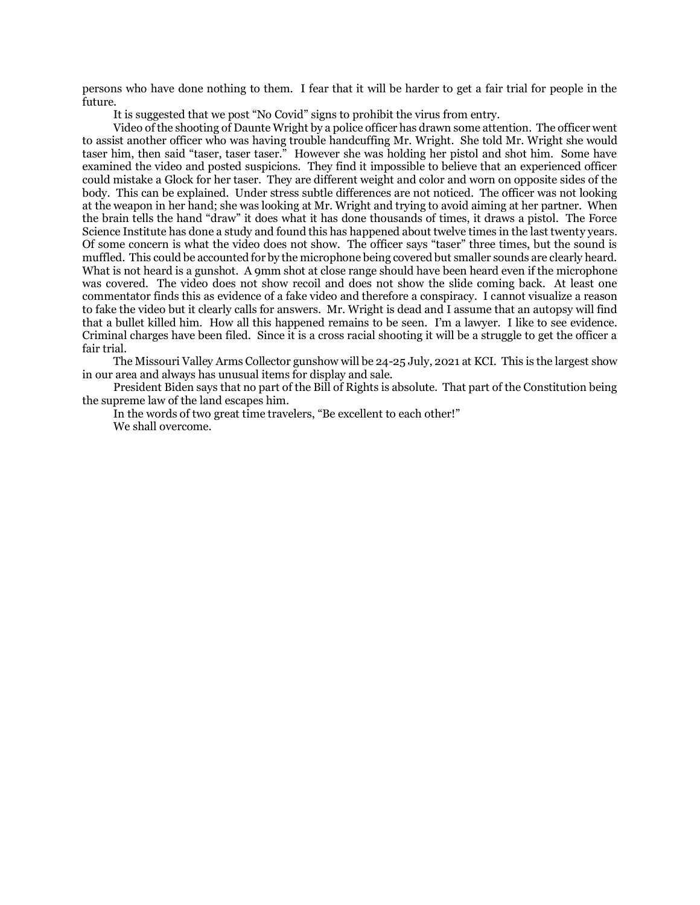persons who have done nothing to them. I fear that it will be harder to get a fair trial for people in the future.

It is suggested that we post "No Covid" signs to prohibit the virus from entry.

Video of the shooting of Daunte Wright by a police officer has drawn some attention. The officer went to assist another officer who was having trouble handcuffing Mr. Wright. She told Mr. Wright she would taser him, then said "taser, taser taser." However she was holding her pistol and shot him. Some have examined the video and posted suspicions. They find it impossible to believe that an experienced officer could mistake a Glock for her taser. They are different weight and color and worn on opposite sides of the body. This can be explained. Under stress subtle differences are not noticed. The officer was not looking at the weapon in her hand; she was looking at Mr. Wright and trying to avoid aiming at her partner. When the brain tells the hand "draw" it does what it has done thousands of times, it draws a pistol. The Force Science Institute has done a study and found this has happened about twelve times in the last twenty years. Of some concern is what the video does not show. The officer says "taser" three times, but the sound is muffled. This could be accounted for by the microphone being covered but smaller sounds are clearly heard. What is not heard is a gunshot. A 9mm shot at close range should have been heard even if the microphone was covered. The video does not show recoil and does not show the slide coming back. At least one commentator finds this as evidence of a fake video and therefore a conspiracy. I cannot visualize a reason to fake the video but it clearly calls for answers. Mr. Wright is dead and I assume that an autopsy will find that a bullet killed him. How all this happened remains to be seen. I'm a lawyer. I like to see evidence. Criminal charges have been filed. Since it is a cross racial shooting it will be a struggle to get the officer a fair trial.

The Missouri Valley Arms Collector gunshow will be 24-25 July, 2021 at KCI. This is the largest show in our area and always has unusual items for display and sale.

President Biden says that no part of the Bill of Rights is absolute. That part of the Constitution being the supreme law of the land escapes him.

In the words of two great time travelers, "Be excellent to each other!"

We shall overcome.